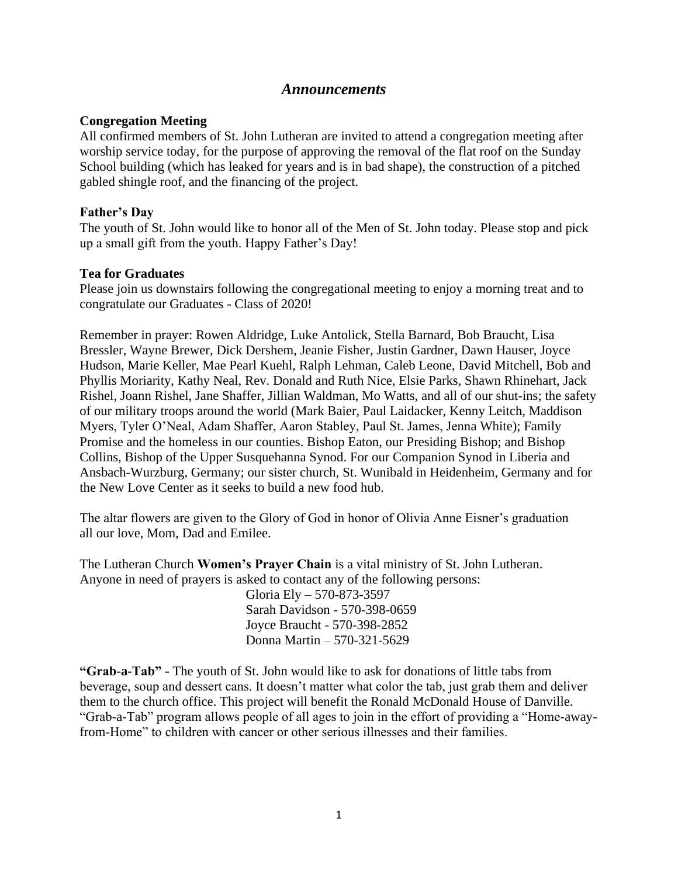# *Announcements*

**Congregation Meeting**

All confirmed members of St. John Lutheran are invited to attend a congregation meeting after worship service today, for the purpose of approving the removal of the flat roof on the Sunday School building (which has leaked for years and is in bad shape), the construction of a pitched gabled shingle roof, and the financing of the project.

**Father's Day**

The youth of St. John would like to honor all of the Men of St. John today. Please stop and pick up a small gift from the youth. Happy Father's Day!

**Tea for Graduates**

Please join us downstairs following the congregational meeting to enjoy a morning treat and to congratulate our Graduates - Class of 2020!

Remember in prayer: Rowen Aldridge, Luke Antolick, Stella Barnard, Bob Braucht, Lisa Bressler, Wayne Brewer, Dick Dershem, Jeanie Fisher, Justin Gardner, Dawn Hauser, Joyce Hudson, Marie Keller, Mae Pearl Kuehl, Ralph Lehman, Caleb Leone, David Mitchell, Bob and Phyllis Moriarity, Kathy Neal, Rev. Donald and Ruth Nice, Elsie Parks, Shawn Rhinehart, Jack Rishel, Joann Rishel, Jane Shaffer, Jillian Waldman, Mo Watts, and all of our shut-ins; the safety of our military troops around the world (Mark Baier, Paul Laidacker, Kenny Leitch, Maddison Myers, Tyler O'Neal, Adam Shaffer, Aaron Stabley, Paul St. James, Jenna White); Family Promise and the homeless in our counties. Bishop Eaton, our Presiding Bishop; and Bishop Collins, Bishop of the Upper Susquehanna Synod. For our Companion Synod in Liberia and Ansbach-Wurzburg, Germany; our sister church, St. Wunibald in Heidenheim, Germany and for the New Love Center as it seeks to build a new food hub.

The altar flowers are given to the Glory of God in honor of Olivia Anne Eisner's graduation all our love, Mom, Dad and Emilee.

The Lutheran Church **Women's Prayer Chain** is a vital ministry of St. John Lutheran. Anyone in need of prayers is asked to contact any of the following persons:

Gloria Ely – 570-873-3597
Sarah Davidson - 570-398-0659
Joyce Braucht - 570-398-2852
Donna Martin – 570-321-5629

**"Grab-a-Tab" -** The youth of St. John would like to ask for donations of little tabs from beverage, soup and dessert cans. It doesn't matter what color the tab, just grab them and deliver them to the church office. This project will benefit the Ronald McDonald House of Danville. "Grab-a-Tab" program allows people of all ages to join in the effort of providing a "Home-away-from-Home" to children with cancer or other serious illnesses and their families.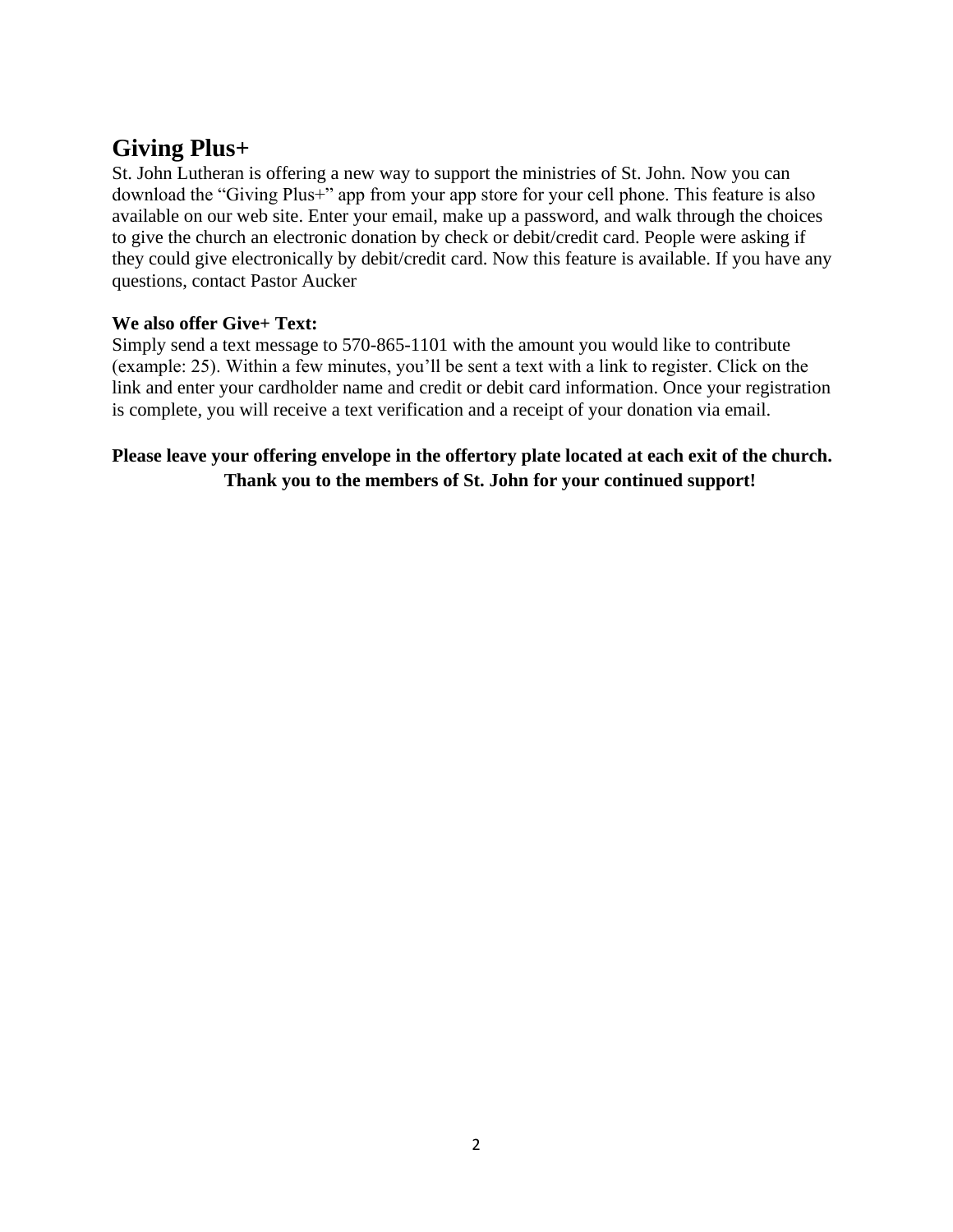## Giving Plus+

St. John Lutheran is offering a new way to support the ministries of St. John. Now you can download the "Giving Plus+" app from your app store for your cell phone. This feature is also available on our web site. Enter your email, make up a password, and walk through the choices to give the church an electronic donation by check or debit/credit card. People were asking if they could give electronically by debit/credit card. Now this feature is available. If you have any questions, contact Pastor Aucker

**We also offer Give+ Text:**

Simply send a text message to 570-865-1101 with the amount you would like to contribute (example: 25). Within a few minutes, you'll be sent a text with a link to register. Click on the link and enter your cardholder name and credit or debit card information. Once your registration is complete, you will receive a text verification and a receipt of your donation via email.

**Please leave your offering envelope in the offertory plate located at each exit of the church.**

**Thank you to the members of St. John for your continued support!**